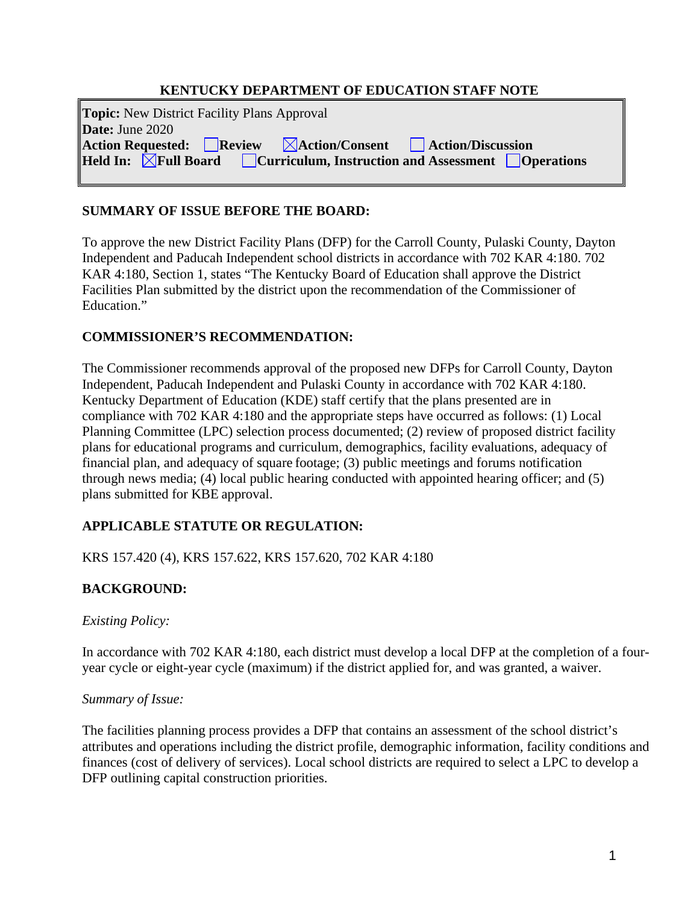**KENTUCKY DEPARTMENT OF EDUCATION STAFF NOTE**

**Topic:** New District Facility Plans Approval
**Date:** June 2020
**Action Requested:** ☐ **Review** ☒ **Action/Consent** ☐ **Action/Discussion**
**Held In:** ☒ **Full Board** ☐ **Curriculum, Instruction and Assessment** ☐ **Operations**

## SUMMARY OF ISSUE BEFORE THE BOARD:

To approve the new District Facility Plans (DFP) for the Carroll County, Pulaski County, Dayton Independent and Paducah Independent school districts in accordance with 702 KAR 4:180. 702 KAR 4:180, Section 1, states "The Kentucky Board of Education shall approve the District Facilities Plan submitted by the district upon the recommendation of the Commissioner of Education."

## COMMISSIONER'S RECOMMENDATION:

The Commissioner recommends approval of the proposed new DFPs for Carroll County, Dayton Independent, Paducah Independent and Pulaski County in accordance with 702 KAR 4:180. Kentucky Department of Education (KDE) staff certify that the plans presented are in compliance with 702 KAR 4:180 and the appropriate steps have occurred as follows: (1) Local Planning Committee (LPC) selection process documented; (2) review of proposed district facility plans for educational programs and curriculum, demographics, facility evaluations, adequacy of financial plan, and adequacy of square footage; (3) public meetings and forums notification through news media; (4) local public hearing conducted with appointed hearing officer; and (5) plans submitted for KBE approval.

## APPLICABLE STATUTE OR REGULATION:

KRS 157.420 (4), KRS 157.622, KRS 157.620, 702 KAR 4:180

## BACKGROUND:

*Existing Policy:*

In accordance with 702 KAR 4:180, each district must develop a local DFP at the completion of a four-year cycle or eight-year cycle (maximum) if the district applied for, and was granted, a waiver.

*Summary of Issue:*

The facilities planning process provides a DFP that contains an assessment of the school district's attributes and operations including the district profile, demographic information, facility conditions and finances (cost of delivery of services). Local school districts are required to select a LPC to develop a DFP outlining capital construction priorities.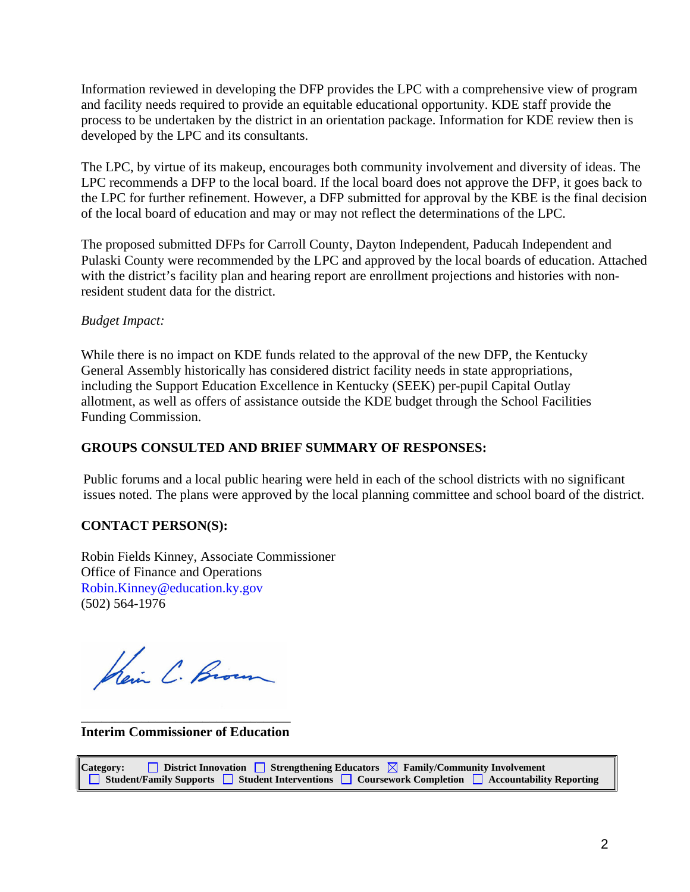Information reviewed in developing the DFP provides the LPC with a comprehensive view of program and facility needs required to provide an equitable educational opportunity. KDE staff provide the process to be undertaken by the district in an orientation package. Information for KDE review then is developed by the LPC and its consultants.

The LPC, by virtue of its makeup, encourages both community involvement and diversity of ideas. The LPC recommends a DFP to the local board. If the local board does not approve the DFP, it goes back to the LPC for further refinement. However, a DFP submitted for approval by the KBE is the final decision of the local board of education and may or may not reflect the determinations of the LPC.

The proposed submitted DFPs for Carroll County, Dayton Independent, Paducah Independent and Pulaski County were recommended by the LPC and approved by the local boards of education. Attached with the district's facility plan and hearing report are enrollment projections and histories with non-resident student data for the district.

*Budget Impact:*

While there is no impact on KDE funds related to the approval of the new DFP, the Kentucky General Assembly historically has considered district facility needs in state appropriations, including the Support Education Excellence in Kentucky (SEEK) per-pupil Capital Outlay allotment, as well as offers of assistance outside the KDE budget through the School Facilities Funding Commission.

**GROUPS CONSULTED AND BRIEF SUMMARY OF RESPONSES:**

Public forums and a local public hearing were held in each of the school districts with no significant issues noted. The plans were approved by the local planning committee and school board of the district.

**CONTACT PERSON(S):**

Robin Fields Kinney, Associate Commissioner
Office of Finance and Operations
Robin.Kinney@education.ky.gov
(502) 564-1976

Kevin C. Brown

______________________________
**Interim Commissioner of Education**

| | | | |
|---|---|---|---|
| **Category:** ☐ **District Innovation** | ☐ **Strengthening Educators** | ☒ **Family/Community Involvement** | |
| ☐ **Student/Family Supports** | ☐ **Student Interventions** | ☐ **Coursework Completion** | ☐ **Accountability Reporting** |